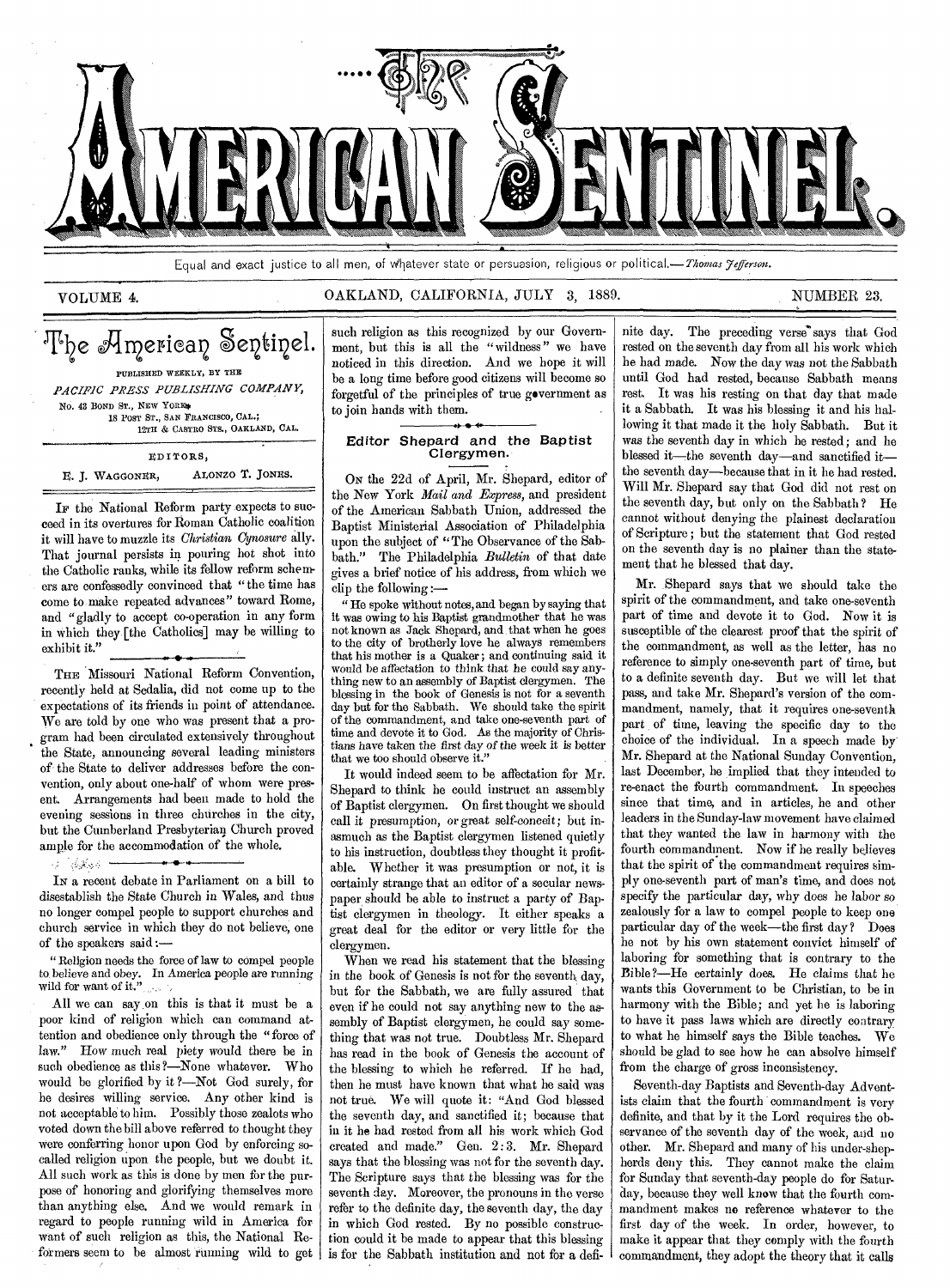# The American Sentinel.

Equal and exact justice to all men, of whatever state or persuasion, religious or political.—*Thomas Jefferson.*

VOLUME 4. OAKLAND, CALIFORNIA, JULY 3, 1889. NUMBER 23.

## The American Sentinel.

PUBLISHED WEEKLY, BY THE

*PACIFIC PRESS PUBLISHING COMPANY,*

No. 43 BOND ST., NEW YORK;
18 POST ST., SAN FRANCISCO, CAL.;
12TH & CASTRO STS., OAKLAND, CAL.

EDITORS,

E. J. WAGGONER, ALONZO T. JONES.

IF the National Reform party expects to succeed in its overtures for Roman Catholic coalition it will have to muzzle its *Christian Cynosure* ally. That journal persists in pouring hot shot into the Catholic ranks, while its fellow reform schemers are confessedly convinced that "the time has come to make repeated advances" toward Rome, and "gladly to accept co-operation in any form in which they [the Catholics] may be willing to exhibit it."

THE Missouri National Reform Convention, recently held at Sedalia, did not come up to the expectations of its friends in point of attendance. We are told by one who was present that a program had been circulated extensively throughout the State, announcing several leading ministers of the State to deliver addresses before the convention, only about one-half of whom were present. Arrangements had been made to hold the evening sessions in three churches in the city, but the Cumberland Presbyterian Church proved ample for the accommodation of the whole.

IN a recent debate in Parliament on a bill to disestablish the State Church in Wales, and thus no longer compel people to support churches and church service in which they do not believe, one of the speakers said:—

"Religion needs the force of law to compel people to believe and obey. In America people are running wild for want of it."

All we can say on this is that it must be a poor kind of religion which can command attention and obedience only through the "force of law." How much real piety would there be in such obedience as this?—None whatever. Who would be glorified by it?—Not God surely, for he desires willing service. Any other kind is not acceptable to him. Possibly those zealots who voted down the bill above referred to thought they were conferring honor upon God by enforcing so-called religion upon the people, but we doubt it. All such work as this is done by men for the purpose of honoring and glorifying themselves more than anything else. And we would remark in regard to people running wild in America for want of such religion as this, the National Reformers seem to be almost running wild to get such religion as this recognized by our Government, but this is all the "wildness" we have noticed in this direction. And we hope it will be a long time before good citizens will become so forgetful of the principles of true government as to join hands with them.

### Editor Shepard and the Baptist Clergymen.

ON the 22d of April, Mr. Shepard, editor of the New York *Mail and Express*, and president of the American Sabbath Union, addressed the Baptist Ministerial Association of Philadelphia upon the subject of "The Observance of the Sabbath." The Philadelphia *Bulletin* of that date gives a brief notice of his address, from which we clip the following:—

"He spoke without notes, and began by saying that it was owing to his Baptist grandmother that he was not known as Jack Shepard, and that when he goes to the city of brotherly love he always remembers that his mother is a Quaker; and continuing said it would be affectation to think that he could say anything new to an assembly of Baptist clergymen. The blessing in the book of Genesis is not for a seventh day but for the Sabbath. We should take the spirit of the commandment, and take one-seventh part of time and devote it to God. As the majority of Christians have taken the first day of the week it is better that we too should observe it."

It would indeed seem to be affectation for Mr. Shepard to think he could instruct an assembly of Baptist clergymen. On first thought we should call it presumption, or great self-conceit; but inasmuch as the Baptist clergymen listened quietly to his instruction, doubtless they thought it profitable. Whether it was presumption or not, it is certainly strange that an editor of a secular newspaper should be able to instruct a party of Baptist clergymen in theology. It either speaks a great deal for the editor or very little for the clergymen.

When we read his statement that the blessing in the book of Genesis is not for the seventh day, but for the Sabbath, we are fully assured that even if he could not say anything new to the assembly of Baptist clergymen, he could say something that was not true. Doubtless Mr. Shepard has read in the book of Genesis the account of the blessing to which he referred. If he had, then he must have known that what he said was not true. We will quote it: "And God blessed the seventh day, and sanctified it; because that in it he had rested from all his work which God created and made." Gen. 2:3. Mr. Shepard says that the blessing was not for the seventh day. The Scripture says that the blessing was for the seventh day. Moreover, the pronouns in the verse refer to the definite day, the seventh day, the day in which God rested. By no possible construction could it be made to appear that this blessing is for the Sabbath institution and not for a definite day. The preceding verse says that God rested on the seventh day from all his work which he had made. Now the day was not the Sabbath until God had rested, because Sabbath means rest. It was his resting on that day that made it a Sabbath. It was his blessing it and his hallowing it that made it the holy Sabbath. But it was the seventh day in which he rested; and he blessed it—the seventh day—and sanctified it—the seventh day—because that in it he had rested. Will Mr. Shepard say that God did not rest on the seventh day, but only on the Sabbath? He cannot without denying the plainest declaration of Scripture; but the statement that God rested on the seventh day is no plainer than the statement that he blessed that day.

Mr. Shepard says that we should take the spirit of the commandment, and take one-seventh part of time and devote it to God. Now it is susceptible of the clearest proof that the spirit of the commandment, as well as the letter, has no reference to simply one-seventh part of time, but to a definite seventh day. But we will let that pass, and take Mr. Shepard's version of the commandment, namely, that it requires one-seventh part of time, leaving the specific day to the choice of the individual. In a speech made by Mr. Shepard at the National Sunday Convention, last December, he implied that they intended to re-enact the fourth commandment. In speeches since that time, and in articles, he and other leaders in the Sunday-law movement have claimed that they wanted the law in harmony with the fourth commandment. Now if he really believes that the spirit of the commandment requires simply one-seventh part of man's time, and does not specify the particular day, why does he labor so zealously for a law to compel people to keep one particular day of the week—the first day? Does he not by his own statement convict himself of laboring for something that is contrary to the Bible?—He certainly does. He claims that he wants this Government to be Christian, to be in harmony with the Bible; and yet he is laboring to have it pass laws which are directly contrary to what he himself says the Bible teaches. We should be glad to see how he can absolve himself from the charge of gross inconsistency.

Seventh-day Baptists and Seventh-day Adventists claim that the fourth commandment is very definite, and that by it the Lord requires the observance of the seventh day of the week, and no other. Mr. Shepard and many of his under-shepherds deny this. They cannot make the claim for Sunday that seventh-day people do for Saturday, because they well know that the fourth commandment makes no reference whatever to the first day of the week. In order, however, to make it appear that they comply with the fourth commandment, they adopt the theory that it calls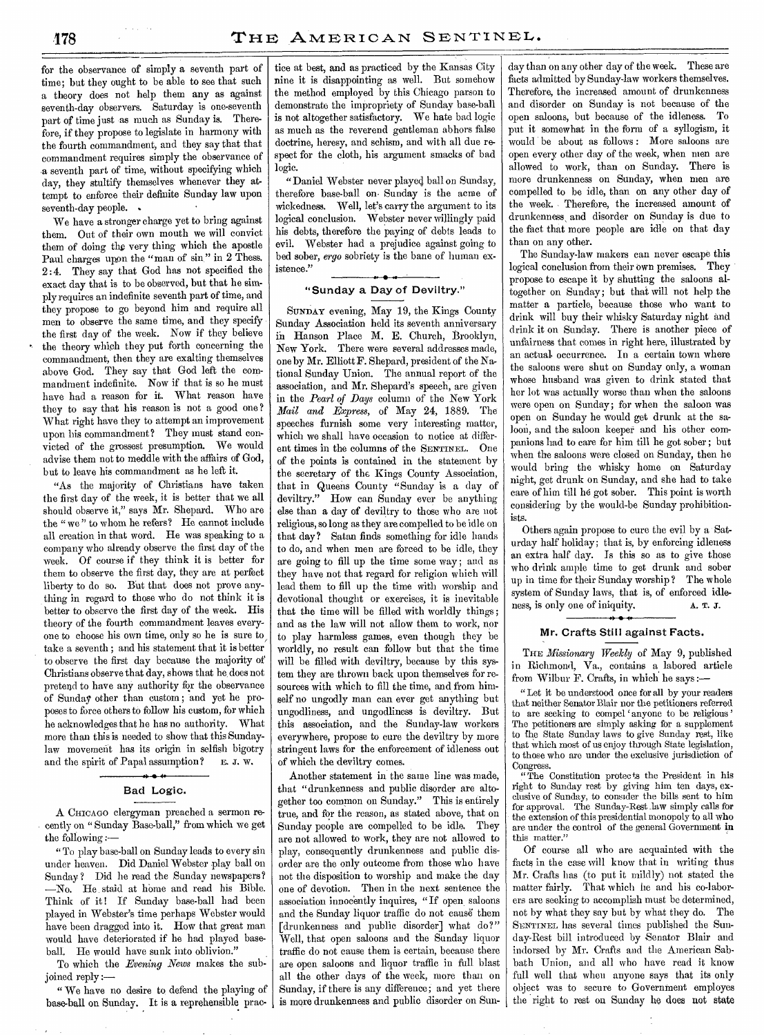for the observance of simply a seventh part of time; but they ought to be able to see that such a theory does not help them any as against seventh-day observers. Saturday is one-seventh part of time just as much as Sunday is. Therefore, if they propose to legislate in harmony with the fourth commandment, and they say that that commandment requires simply the observance of a seventh part of time, without specifying which day, they stultify themselves whenever they attempt to enforce their definite Sunday law upon seventh-day people.

We have a stronger charge yet to bring against them. Out of their own mouth we will convict them of doing the very thing which the apostle Paul charges upon the "man of sin" in 2 Thess. 2:4. They say that God has not specified the exact day that is to be observed, but that he simply requires an indefinite seventh part of time, and they propose to go beyond him and require all men to observe the same time, and they specify the first day of the week. Now if they believe the theory which they put forth concerning the commandment, then they are exalting themselves above God. They say that God left the commandment indefinite. Now if that is so he must have had a reason for it. What reason have they to say that his reason is not a good one? What right have they to attempt an improvement upon his commandment? They must stand convicted of the grossest presumption. We would advise them not to meddle with the affairs of God, but to leave his commandment as he left it.

"As the majority of Christians have taken the first day of the week, it is better that we all should observe it," says Mr. Shepard. Who are the "we" to whom he refers? He cannot include all creation in that word. He was speaking to a company who already observe the first day of the week. Of course if they think it is better for them to observe the first day, they are at perfect liberty to do so. But that does not prove anything in regard to those who do not think it is better to observe the first day of the week. His theory of the fourth commandment leaves everyone to choose his own time, only so he is sure to take a seventh; and his statement that it is better to observe the first day because the majority of Christians observe that day, shows that he does not pretend to have any authority for the observance of Sunday other than custom; and yet he proposes to force others to follow his custom, for which he acknowledges that he has no authority. What more than this is needed to show that this Sunday-law movement has its origin in selfish bigotry and the spirit of Papal assumption? E. J. W.

## Bad Logic.

A CHICAGO clergyman preached a sermon recently on "Sunday Base-ball," from which we get the following:—

"To play base-ball on Sunday leads to every sin under heaven. Did Daniel Webster play ball on Sunday? Did he read the Sunday newspapers? —No. He staid at home and read his Bible. Think of it! If Sunday base-ball had been played in Webster's time perhaps Webster would have been dragged into it. How that great man would have deteriorated if he had played baseball. He would have sunk into oblivion."

To which the *Evening News* makes the subjoined reply:—

"We have no desire to defend the playing of base-ball on Sunday. It is a reprehensible practice at best, and as practiced by the Kansas City nine it is disappointing as well. But somehow the method employed by this Chicago parson to demonstrate the impropriety of Sunday base-ball is not altogether satisfactory. We hate bad logic as much as the reverend gentleman abhors false doctrine, heresy, and schism, and with all due respect for the cloth, his argument smacks of bad logic.

"Daniel Webster never played ball on Sunday, therefore base-ball on Sunday is the acme of wickedness. Well, let's carry the argument to its logical conclusion. Webster never willingly paid his debts, therefore the paying of debts leads to evil. Webster had a prejudice against going to bed sober, *ergo* sobriety is the bane of human existence."

## "Sunday a Day of Deviltry."

SUNDAY evening, May 19, the Kings County Sunday Association held its seventh anniversary in Hanson Place M. E. Church, Brooklyn, New York. There were several addresses made, one by Mr. Elliott F. Shepard, president of the National Sunday Union. The annual report of the association, and Mr. Shepard's speech, are given in the *Pearl of Days* column of the New York *Mail and Express*, of May 24, 1889. The speeches furnish some very interesting matter, which we shall have occasion to notice at different times in the columns of the SENTINEL. One of the points is contained in the statement by the secretary of the Kings County Association, that in Queens County "Sunday is a day of deviltry." How can Sunday ever be anything else than a day of deviltry to those who are not religious, so long as they are compelled to be idle on that day? Satan finds something for idle hands to do, and when men are forced to be idle, they are going to fill up the time some way; and as they have not that regard for religion which will lead them to fill up the time with worship and devotional thought or exercises, it is inevitable that the time will be filled with worldly things; and as the law will not allow them to work, nor to play harmless games, even though they be worldly, no result can follow but that the time will be filled with deviltry, because by this system they are thrown back upon themselves for resources with which to fill the time, and from himself no ungodly man can ever get anything but ungodliness, and ungodliness is deviltry. But this association, and the Sunday-law workers everywhere, propose to cure the deviltry by more stringent laws for the enforcement of idleness out of which the deviltry comes.

Another statement in the same line was made, that "drunkenness and public disorder are altogether too common on Sunday." This is entirely true, and for the reason, as stated above, that on Sunday people are compelled to be idle. They are not allowed to work, they are not allowed to play, consequently drunkenness and public disorder are the only outcome from those who have not the disposition to worship and make the day one of devotion. Then in the next sentence the association innocently inquires, "If open saloons and the Sunday liquor traffic do not cause them [drunkenness and public disorder] what do?" Well, that open saloons and the Sunday liquor traffic do not cause them is certain, because there are open saloons and liquor traffic in full blast all the other days of the week, more than on Sunday, if there is any difference; and yet there is more drunkenness and public disorder on Sunday than on any other day of the week. These are facts admitted by Sunday-law workers themselves. Therefore, the increased amount of drunkenness and disorder on Sunday is not because of the open saloons, but because of the idleness. To put it somewhat in the form of a syllogism, it would be about as follows: More saloons are open every other day of the week, when men are allowed to work, than on Sunday. There is more drunkenness on Sunday, when men are compelled to be idle, than on any other day of the week. Therefore, the increased amount of drunkenness and disorder on Sunday is due to the fact that more people are idle on that day than on any other.

The Sunday-law makers can never escape this logical conclusion from their own premises. They propose to escape it by shutting the saloons altogether on Sunday; but that will not help the matter a particle, because those who want to drink will buy their whisky Saturday night and drink it on Sunday. There is another piece of unfairness that comes in right here, illustrated by an actual occurrence. In a certain town where the saloons were shut on Sunday only, a woman whose husband was given to drink stated that her lot was actually worse than when the saloons were open on Sunday; for when the saloon was open on Sunday he would get drunk at the saloon, and the saloon keeper and his other companions had to care for him till he got sober; but when the saloons were closed on Sunday, then he would bring the whisky home on Saturday night, get drunk on Sunday, and she had to take care of him till he got sober. This point is worth considering by the would-be Sunday prohibitionists.

Others again propose to cure the evil by a Saturday half holiday; that is, by enforcing idleness an extra half day. Is this so as to give those who drink ample time to get drunk and sober up in time for their Sunday worship? The whole system of Sunday laws, that is, of enforced idleness, is only one of iniquity. A. T. J.

## Mr. Crafts Still against Facts.

THE *Missionary Weekly* of May 9, published in Richmond, Va., contains a labored article from Wilbur F. Crafts, in which he says:—

"Let it be understood once for all by your readers that neither Senator Blair nor the petitioners referred to are seeking to compel 'anyone to be religious' The petitioners are simply asking for a supplement to the State Sunday laws to give Sunday rest, like that which most of us enjoy through State legislation, to those who are under the exclusive jurisdiction of Congress.

"The Constitution protects the President in his right to Sunday rest by giving him ten days, exclusive of Sunday, to consider the bills sent to him for approval. The Sunday-Rest law simply calls for the extension of this presidential monopoly to all who are under the control of the general Government in this matter."

Of course all who are acquainted with the facts in the case will know that in writing thus Mr. Crafts has (to put it mildly) not stated the matter fairly. That which he and his co-laborers are seeking to accomplish must be determined, not by what they say but by what they do. The SENTINEL has several times published the Sunday-Rest bill introduced by Senator Blair and indorsed by Mr. Crafts and the American Sabbath Union, and all who have read it know full well that when anyone says that its only object was to secure to Government employes the right to rest on Sunday he does not state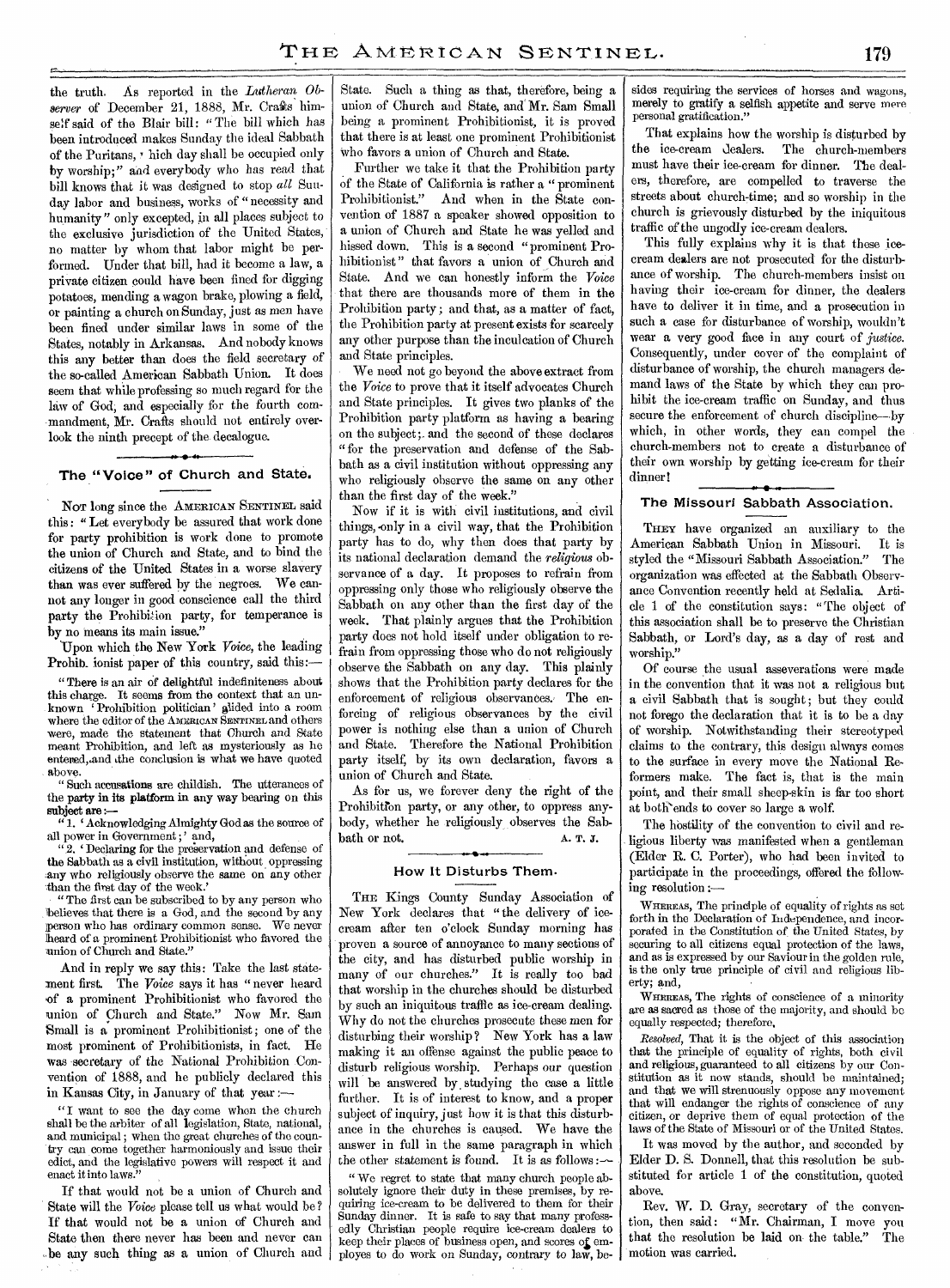the truth. As reported in the *Lutheran Observer* of December 21, 1888, Mr. Crafts himself said of the Blair bill: "The bill which has been introduced makes Sunday the ideal Sabbath of the Puritans, which day shall be occupied only by worship;" and everybody who has read that bill knows that it was designed to stop *all* Sunday labor and business, works of "necessity and humanity" only excepted, in all places subject to the exclusive jurisdiction of the United States, no matter by whom that labor might be performed. Under that bill, had it become a law, a private citizen could have been fined for digging potatoes, mending a wagon brake, plowing a field, or painting a church on Sunday, just as men have been fined under similar laws in some of the States, notably in Arkansas. And nobody knows this any better than does the field secretary of the so-called American Sabbath Union. It does seem that while professing so much regard for the law of God, and especially for the fourth commandment, Mr. Crafts should not entirely overlook the ninth precept of the decalogue.

## The "Voice" of Church and State.

NOT long since the AMERICAN SENTINEL said this: "Let everybody be assured that work done for party prohibition is work done to promote the union of Church and State, and to bind the citizens of the United States in a worse slavery than was ever suffered by the negroes. We cannot any longer in good conscience call the third party the Prohibition party, for temperance is by no means its main issue."

Upon which the New York *Voice*, the leading Prohibitionist paper of this country, said this:—

"There is an air of delightful indefiniteness about this charge. It seems from the context that an unknown 'Prohibition politician' glided into a room where the editor of the AMERICAN SENTINEL and others were, made the statement that Church and State meant Prohibition, and left as mysteriously as he entered, and the conclusion is what we have quoted above.

"Such accusations are childish. The utterances of the party in its platform in any way bearing on this subject are:—

"1. 'Acknowledging Almighty God as the source of all power in Government;' and,

"2. 'Declaring for the preservation and defense of the Sabbath as a civil institution, without oppressing any who religiously observe the same on any other than the first day of the week.'

"The first can be subscribed to by any person who believes that there is a God, and the second by any person who has ordinary common sense. We never heard of a prominent Prohibitionist who favored the union of Church and State."

And in reply we say this: Take the last statement first. The *Voice* says it has "never heard of a prominent Prohibitionist who favored the union of Church and State." Now Mr. Sam Small is a prominent Prohibitionist; one of the most prominent of Prohibitionists, in fact. He was secretary of the National Prohibition Convention of 1888, and he publicly declared this in Kansas City, in January of that year:—

"I want to see the day come when the church shall be the arbiter of all legislation, State, national, and municipal; when the great churches of the country can come together harmoniously and issue their edict, and the legislative powers will respect it and enact it into laws."

If that would not be a union of Church and State will the *Voice* please tell us what would be? If that would not be a union of Church and State then there never has been and never can be any such thing as a union of Church and State. Such a thing as that, therefore, being a union of Church and State, and Mr. Sam Small being a prominent Prohibitionist, it is proved that there is at least one prominent Prohibitionist who favors a union of Church and State.

Further we take it that the Prohibition party of the State of California is rather a "prominent Prohibitionist." And when in the State convention of 1887 a speaker showed opposition to a union of Church and State he was yelled and hissed down. This is a second "prominent Prohibitionist" that favors a union of Church and State. And we can honestly inform the *Voice* that there are thousands more of them in the Prohibition party; and that, as a matter of fact, the Prohibition party at present exists for scarcely any other purpose than the inculcation of Church and State principles.

We need not go beyond the above extract from the *Voice* to prove that it itself advocates Church and State principles. It gives two planks of the Prohibition party platform as having a bearing on the subject; and the second of these declares "for the preservation and defense of the Sabbath as a civil institution without oppressing any who religiously observe the same on any other than the first day of the week."

Now if it is with civil institutions, and civil things, only in a civil way, that the Prohibition party has to do, why then does that party by its national declaration demand the *religious* observance of a day. It proposes to refrain from oppressing only those who religiously observe the Sabbath on any other than the first day of the week. That plainly argues that the Prohibition party does not hold itself under obligation to refrain from oppressing those who do not religiously observe the Sabbath on any day. This plainly shows that the Prohibition party declares for the enforcement of religious observances. The enforcing of religious observances by the civil power is nothing else than a union of Church and State. Therefore the National Prohibition party itself, by its own declaration, favors a union of Church and State.

As for us, we forever deny the right of the Prohibition party, or any other, to oppress anybody, whether he religiously observes the Sabbath or not.

A. T. J.

## How It Disturbs Them.

THE Kings County Sunday Association of New York declares that "the delivery of ice-cream after ten o'clock Sunday morning has proven a source of annoyance to many sections of the city, and has disturbed public worship in many of our churches." It is really too bad that worship in the churches should be disturbed by such an iniquitous traffic as ice-cream dealing. Why do not the churches prosecute these men for disturbing their worship? New York has a law making it an offense against the public peace to disturb religious worship. Perhaps our question will be answered by studying the case a little further. It is of interest to know, and a proper subject of inquiry, just how it is that this disturbance in the churches is caused. We have the answer in full in the same paragraph in which the other statement is found. It is as follows:—

"We regret to state that many church people absolutely ignore their duty in these premises, by requiring ice-cream to be delivered to them for their Sunday dinner. It is safe to say that many professedly Christian people require ice-cream dealers to keep their places of business open, and scores of employes to do work on Sunday, contrary to law, besides requiring the services of horses and wagons, merely to gratify a selfish appetite and serve mere personal gratification."

That explains how the worship is disturbed by the ice-cream dealers. The church-members must have their ice-cream for dinner. The dealers, therefore, are compelled to traverse the streets about church-time; and so worship in the church is grievously disturbed by the iniquitous traffic of the ungodly ice-cream dealers.

This fully explains why it is that these ice-cream dealers are not prosecuted for the disturbance of worship. The church-members insist on having their ice-cream for dinner, the dealers have to deliver it in time, and a prosecution in such a case for disturbance of worship, wouldn't wear a very good face in any court of *justice*. Consequently, under cover of the complaint of disturbance of worship, the church managers demand laws of the State by which they can prohibit the ice-cream traffic on Sunday, and thus secure the enforcement of church discipline—by which, in other words, they can compel the church-members not to create a disturbance of their own worship by getting ice-cream for their dinner!

## The Missouri Sabbath Association.

THEY have organized an auxiliary to the American Sabbath Union in Missouri. It is styled the "Missouri Sabbath Association." The organization was effected at the Sabbath Observance Convention recently held at Sedalia. Article 1 of the constitution says: "The object of this association shall be to preserve the Christian Sabbath, or Lord's day, as a day of rest and worship."

Of course the usual asseverations were made in the convention that it was not a religious but a civil Sabbath that is sought; but they could not forego the declaration that it is to be a day of worship. Notwithstanding their stereotyped claims to the contrary, this design always comes to the surface in every move the National Reformers make. The fact is, that is the main point, and their small sheep-skin is far too short at both ends to cover so large a wolf.

The hostility of the convention to civil and religious liberty was manifested when a gentleman (Elder R. C. Porter), who had been invited to participate in the proceedings, offered the following resolution:—

WHEREAS, The principle of equality of rights as set forth in the Declaration of Independence, and incorporated in the Constitution of the United States, by securing to all citizens equal protection of the laws, and as is expressed by our Saviour in the golden rule, is the only true principle of civil and religious liberty; and,

WHEREAS, The rights of conscience of a minority are as sacred as those of the majority, and should be equally respected; therefore,

*Resolved*, That it is the object of this association that the principle of equality of rights, both civil and religious, guaranteed to all citizens by our Constitution as it now stands, should be maintained; and that we will strenuously oppose any movement that will endanger the rights of conscience of any citizen, or deprive them of equal protection of the laws of the State of Missouri or of the United States.

It was moved by the author, and seconded by Elder D. S. Donnell, that this resolution be substituted for article 1 of the constitution, quoted above.

Rev. W. D. Gray, secretary of the convention, then said: "Mr. Chairman, I move you that the resolution be laid on the table." The motion was carried.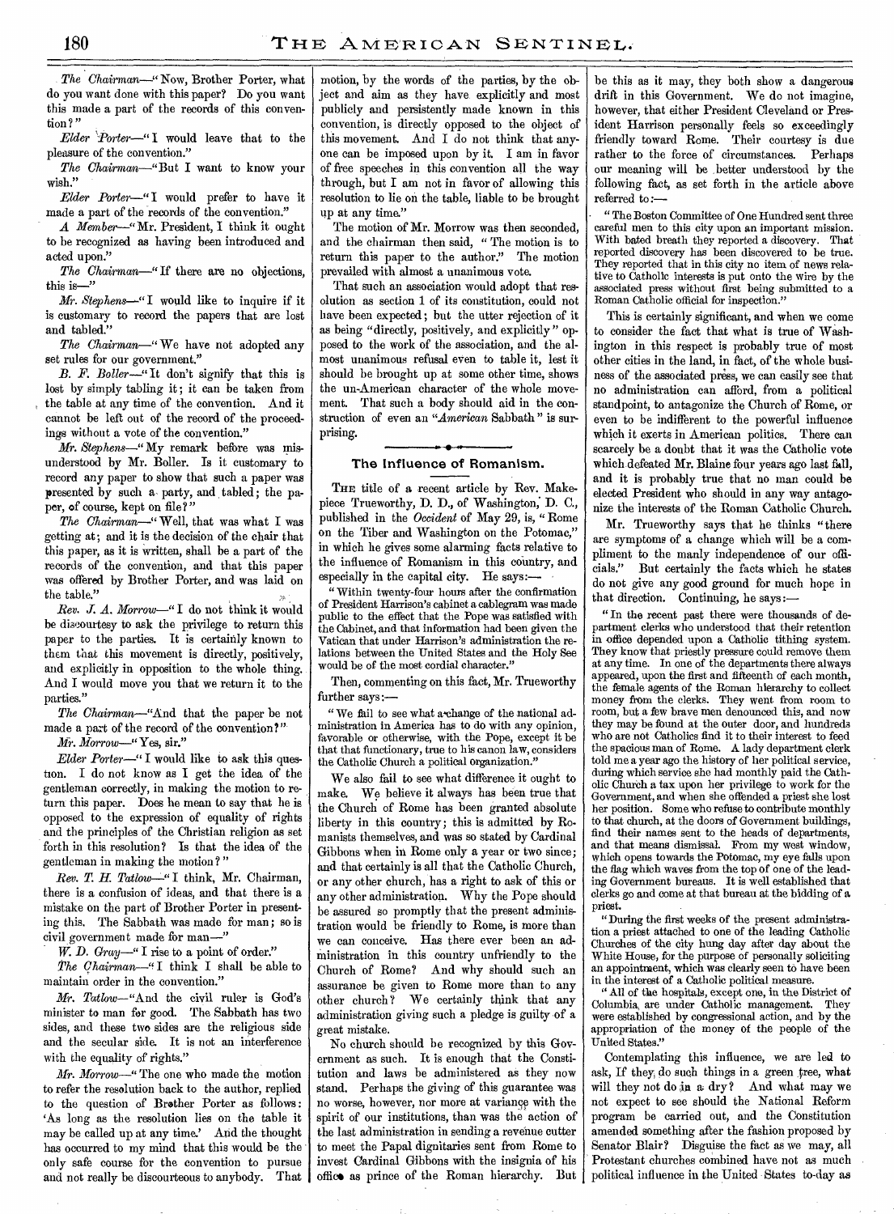*The Chairman*—"Now, Brother Porter, what do you want done with this paper? Do you want this made a part of the records of this convention?"

*Elder Porter*—"I would leave that to the pleasure of the convention."

*The Chairman*—"But I want to know your wish."

*Elder Porter*—"I would prefer to have it made a part of the records of the convention."

*A Member*—"Mr. President, I think it ought to be recognized as having been introduced and acted upon."

*The Chairman*—"If there are no objections, this is—"

*Mr. Stephens*—"I would like to inquire if it is customary to record the papers that are lost and tabled."

*The Chairman*—"We have not adopted any set rules for our government."

*B. F. Boller*—"It don't signify that this is lost by simply tabling it; it can be taken from the table at any time of the convention. And it cannot be left out of the record of the proceedings without a vote of the convention."

*Mr. Stephens*—"My remark before was misunderstood by Mr. Boller. Is it customary to record any paper to show that such a paper was presented by such a party, and tabled; the paper, of course, kept on file?"

*The Chairman*—"Well, that was what I was getting at; and it is the decision of the chair that this paper, as it is written, shall be a part of the records of the convention, and that this paper was offered by Brother Porter, and was laid on the table."

*Rev. J. A. Morrow*—"I do not think it would be discourtesy to ask the privilege to return this paper to the parties. It is certainly known to them that this movement is directly, positively, and explicitly in opposition to the whole thing. And I would move you that we return it to the parties."

*The Chairman*—"And that the paper be not made a part of the record of the convention?"

*Mr. Morrow*—"Yes, sir."

*Elder Porter*—"I would like to ask this question. I do not know as I get the idea of the gentleman correctly, in making the motion to return this paper. Does he mean to say that he is opposed to the expression of equality of rights and the principles of the Christian religion as set forth in this resolution? Is that the idea of the gentleman in making the motion?"

*Rev. T. H. Tatlow*—"I think, Mr. Chairman, there is a confusion of ideas, and that there is a mistake on the part of Brother Porter in presenting this. The Sabbath was made for man; so is civil government made for man—"

*W. D. Gray*—"I rise to a point of order."

*The Chairman*—"I think I shall be able to maintain order in the convention."

*Mr. Tatlow*—"And the civil ruler is God's minister to man for good. The Sabbath has two sides, and these two sides are the religious side and the secular side. It is not an interference with the equality of rights."

*Mr. Morrow*—"The one who made the motion to refer the resolution back to the author, replied to the question of Brother Porter as follows: 'As long as the resolution lies on the table it may be called up at any time.' And the thought has occurred to my mind that this would be the only safe course for the convention to pursue and not really be discourteous to anybody. That motion, by the words of the parties, by the object and aim as they have explicitly and most publicly and persistently made known in this convention, is directly opposed to the object of this movement. And I do not think that anyone can be imposed upon by it. I am in favor of free speeches in this convention all the way through, but I am not in favor of allowing this resolution to lie on the table, liable to be brought up at any time."

The motion of Mr. Morrow was then seconded, and the chairman then said, "The motion is to return this paper to the author." The motion prevailed with almost a unanimous vote.

That such an association would adopt that resolution as section 1 of its constitution, could not have been expected; but the utter rejection of it as being "directly, positively, and explicitly" opposed to the work of the association, and the almost unanimous refusal even to table it, lest it should be brought up at some other time, shows the un-American character of the whole movement. That such a body should aid in the construction of even an "*American* Sabbath" is surprising.

## The Influence of Romanism.

THE title of a recent article by Rev. Makepiece Trueworthy, D. D., of Washington, D. C., published in the *Occident* of May 29, is, "Rome on the Tiber and Washington on the Potomac," in which he gives some alarming facts relative to the influence of Romanism in this country, and especially in the capital city. He says:—

"Within twenty-four hours after the confirmation of President Harrison's cabinet a cablegram was made public to the effect that the Pope was satisfied with the Cabinet, and that information had been given the Vatican that under Harrison's administration the relations between the United States and the Holy See would be of the most cordial character."

Then, commenting on this fact, Mr. Trueworthy further says:—

"We fail to see what a change of the national administration in America has to do with any opinion, favorable or otherwise, with the Pope, except it be that that functionary, true to his canon law, considers the Catholic Church a political organization."

We also fail to see what difference it ought to make. We believe it always has been true that the Church of Rome has been granted absolute liberty in this country; this is admitted by Romanists themselves, and was so stated by Cardinal Gibbons when in Rome only a year or two since; and that certainly is all that the Catholic Church, or any other church, has a right to ask of this or any other administration. Why the Pope should be assured so promptly that the present administration would be friendly to Rome, is more than we can conceive. Has there ever been an administration in this country unfriendly to the Church of Rome? And why should such an assurance be given to Rome more than to any other church? We certainly think that any administration giving such a pledge is guilty of a great mistake.

No church should be recognized by this Government as such. It is enough that the Constitution and laws be administered as they now stand. Perhaps the giving of this guarantee was no worse, however, nor more at variance with the spirit of our institutions, than was the action of the last administration in sending a revenue cutter to meet the Papal dignitaries sent from Rome to invest Cardinal Gibbons with the insignia of his office as prince of the Roman hierarchy. But be this as it may, they both show a dangerous drift in this Government. We do not imagine, however, that either President Cleveland or President Harrison personally feels so exceedingly friendly toward Rome. Their courtesy is due rather to the force of circumstances. Perhaps our meaning will be better understood by the following fact, as set forth in the article above referred to:—

"The Boston Committee of One Hundred sent three careful men to this city upon an important mission. With bated breath they reported a discovery. That reported discovery has been discovered to be true. They reported that in this city no item of news relative to Catholic interests is put onto the wire by the associated press without first being submitted to a Roman Catholic official for inspection."

This is certainly significant, and when we come to consider the fact that what is true of Washington in this respect is probably true of most other cities in the land, in fact, of the whole business of the associated press, we can easily see that no administration can afford, from a political standpoint, to antagonize the Church of Rome, or even to be indifferent to the powerful influence which it exerts in American politics. There can scarcely be a doubt that it was the Catholic vote which defeated Mr. Blaine four years ago last fall, and it is probably true that no man could be elected President who should in any way antagonize the interests of the Roman Catholic Church.

Mr. Trueworthy says that he thinks "there are symptoms of a change which will be a compliment to the manly independence of our officials." But certainly the facts which he states do not give any good ground for much hope in that direction. Continuing, he says:—

"In the recent past there were thousands of department clerks who understood that their retention in office depended upon a Catholic tithing system. They know that priestly pressure could remove them at any time. In one of the departments there always appeared, upon the first and fifteenth of each month, the female agents of the Roman hierarchy to collect money from the clerks. They went from room to room, but a few brave men denounced this, and now they may be found at the outer door, and hundreds who are not Catholics find it to their interest to feed the spacious man of Rome. A lady department clerk told me a year ago the history of her political service, during which service she had monthly paid the Catholic Church a tax upon her privilege to work for the Government, and when she offended a priest she lost her position. Some who refuse to contribute monthly to that church, at the doors of Government buildings, find their names sent to the heads of departments, and that means dismissal. From my west window, which opens towards the Potomac, my eye falls upon the flag which waves from the top of one of the leading Government bureaus. It is well established that clerks go and come at that bureau at the bidding of a priest.

"During the first weeks of the present administration a priest attached to one of the leading Catholic Churches of the city hung day after day about the White House, for the purpose of personally soliciting an appointment, which was clearly seen to have been in the interest of a Catholic political measure.

"All of the hospitals, except one, in the District of Columbia are under Catholic management. They were established by congressional action, and by the appropriation of the money of the people of the United States."

Contemplating this influence, we are led to ask, If they do such things in a green tree, what will they not do in a dry? And what may we not expect to see should the National Reform program be carried out, and the Constitution amended something after the fashion proposed by Senator Blair? Disguise the fact as we may, all Protestant churches combined have not as much political influence in the United States to-day as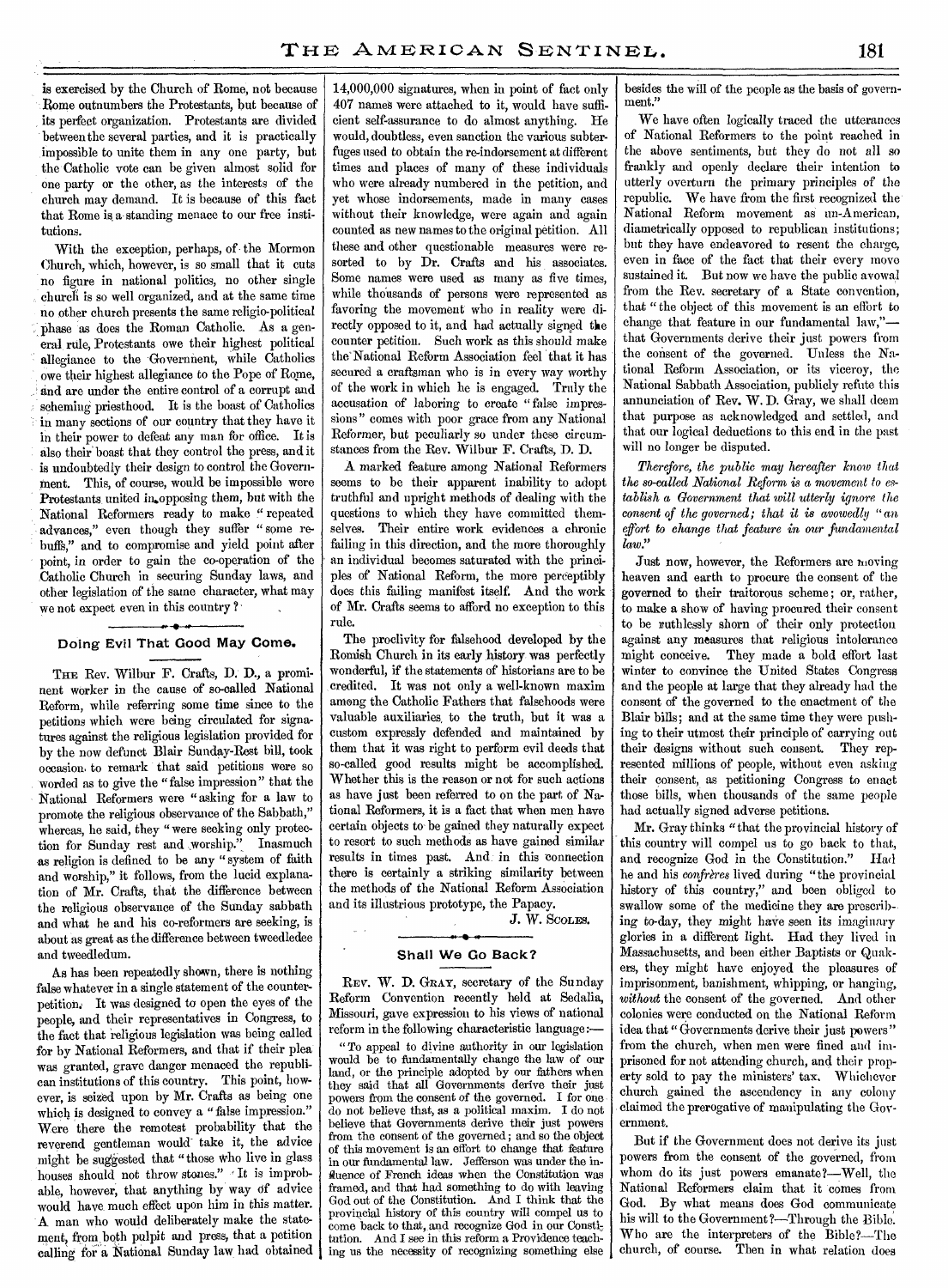is exercised by the Church of Rome, not because Rome outnumbers the Protestants, but because of its perfect organization. Protestants are divided between the several parties, and it is practically impossible to unite them in any one party, but the Catholic vote can be given almost solid for one party or the other, as the interests of the church may demand. It is because of this fact that Rome is a standing menace to our free institutions.

With the exception, perhaps, of the Mormon Church, which, however, is so small that it cuts no figure in national politics, no other single church is so well organized, and at the same time no other church presents the same religio-political phase as does the Roman Catholic. As a general rule, Protestants owe their highest political allegiance to the Government, while Catholics owe their highest allegiance to the Pope of Rome, and are under the entire control of a corrupt and scheming priesthood. It is the boast of Catholics in many sections of our country that they have it in their power to defeat any man for office. It is also their boast that they control the press, and it is undoubtedly their design to control the Government. This, of course, would be impossible were Protestants united in opposing them, but with the National Reformers ready to make "repeated advances," even though they suffer "some rebuffs," and to compromise and yield point after point, in order to gain the co-operation of the Catholic Church in securing Sunday laws, and other legislation of the same character, what may we not expect even in this country?

## Doing Evil That Good May Come.

The Rev. Wilbur F. Crafts, D. D., a prominent worker in the cause of so-called National Reform, while referring some time since to the petitions which were being circulated for signatures against the religious legislation provided for by the now defunct Blair Sunday-Rest bill, took occasion to remark that said petitions were so worded as to give the "false impression" that the National Reformers were "asking for a law to promote the religious observance of the Sabbath," whereas, he said, they "were seeking only protection for Sunday rest and worship." Inasmuch as religion is defined to be any "system of faith and worship," it follows, from the lucid explanation of Mr. Crafts, that the difference between the religious observance of the Sunday sabbath and what he and his co-reformers are seeking, is about as great as the difference between tweedledee and tweedledum.

As has been repeatedly shown, there is nothing false whatever in a single statement of the counter-petition. It was designed to open the eyes of the people, and their representatives in Congress, to the fact that religious legislation was being called for by National Reformers, and that if their plea was granted, grave danger menaced the republican institutions of this country. This point, however, is seized upon by Mr. Crafts as being one which is designed to convey a "false impression." Were there the remotest probability that the reverend gentleman would take it, the advice might be suggested that "those who live in glass houses should not throw stones." It is improbable, however, that anything by way of advice would have much effect upon him in this matter. A man who would deliberately make the statement, from both pulpit and press, that a petition calling for a National Sunday law had obtained 14,000,000 signatures, when in point of fact only 407 names were attached to it, would have sufficient self-assurance to do almost anything. He would, doubtless, even sanction the various subterfuges used to obtain the re-indorsement at different times and places of many of these individuals who were already numbered in the petition, and yet whose indorsements, made in many cases without their knowledge, were again and again counted as new names to the original petition. All these and other questionable measures were resorted to by Dr. Crafts and his associates. Some names were used as many as five times, while thousands of persons were represented as favoring the movement who in reality were directly opposed to it, and had actually signed the counter petition. Such work as this should make the National Reform Association feel that it has secured a craftsman who is in every way worthy of the work in which he is engaged. Truly the accusation of laboring to create "false impressions" comes with poor grace from any National Reformer, but peculiarly so under these circumstances from the Rev. Wilbur F. Crafts, D. D.

A marked feature among National Reformers seems to be their apparent inability to adopt truthful and upright methods of dealing with the questions to which they have committed themselves. Their entire work evidences a chronic failing in this direction, and the more thoroughly an individual becomes saturated with the principles of National Reform, the more perceptibly does this failing manifest itself. And the work of Mr. Crafts seems to afford no exception to this rule.

The proclivity for falsehood developed by the Romish Church in its early history was perfectly wonderful, if the statements of historians are to be credited. It was not only a well-known maxim among the Catholic Fathers that falsehoods were valuable auxiliaries to the truth, but it was a custom expressly defended and maintained by them that it was right to perform evil deeds that so-called good results might be accomplished. Whether this is the reason or not for such actions as have just been referred to on the part of National Reformers, it is a fact that when men have certain objects to be gained they naturally expect to resort to such methods as have gained similar results in times past. And in this connection there is certainly a striking similarity between the methods of the National Reform Association and its illustrious prototype, the Papacy.

J. W. Scoles.

## Shall We Go Back?

Rev. W. D. Gray, secretary of the Sunday Reform Convention recently held at Sedalia, Missouri, gave expression to his views of national reform in the following characteristic language:—

"To appeal to divine authority in our legislation would be to fundamentally change the law of our land, or the principle adopted by our fathers when they said that all Governments derive their just powers from the consent of the governed. I for one do not believe that, as a political maxim. I do not believe that Governments derive their just powers from the consent of the governed; and so the object of this movement is an effort to change that feature in our fundamental law. Jefferson was under the influence of French ideas when the Constitution was framed, and that had something to do with leaving God out of the Constitution. And I think that the provincial history of this country will compel us to come back to that, and recognize God in our Constitution. And I see in this reform a Providence teaching us the necessity of recognizing something else besides the will of the people as the basis of government."

We have often logically traced the utterances of National Reformers to the point reached in the above sentiments, but they do not all so frankly and openly declare their intention to utterly overturn the primary principles of the republic. We have from the first recognized the National Reform movement as un-American, diametrically opposed to republican institutions; but they have endeavored to resent the charge, even in face of the fact that their every move sustained it. But now we have the public avowal from the Rev. secretary of a State convention, that "the object of this movement is an effort to change that feature in our fundamental law,"—that Governments derive their just powers from the consent of the governed. Unless the National Reform Association, or its viceroy, the National Sabbath Association, publicly refute this annunciation of Rev. W. D. Gray, we shall deem that purpose as acknowledged and settled, and that our logical deductions to this end in the past will no longer be disputed.

*Therefore, the public may hereafter know that the so-called National Reform is a movement to establish a Government that will utterly ignore the consent of the governed; that it is avowedly "an effort to change that feature in our fundamental law."*

Just now, however, the Reformers are moving heaven and earth to procure the consent of the governed to their traitorous scheme; or, rather, to make a show of having procured their consent to be ruthlessly shorn of their only protection against any measures that religious intolerance might conceive. They made a bold effort last winter to convince the United States Congress and the people at large that they already had the consent of the governed to the enactment of the Blair bills; and at the same time they were pushing to their utmost their principle of carrying out their designs without such consent. They represented millions of people, without even asking their consent, as petitioning Congress to enact those bills, when thousands of the same people had actually signed adverse petitions.

Mr. Gray thinks "that the provincial history of this country will compel us to go back to that, and recognize God in the Constitution." Had he and his *confrères* lived during "the provincial history of this country," and been obliged to swallow some of the medicine they are prescribing to-day, they might have seen its imaginary glories in a different light. Had they lived in Massachusetts, and been either Baptists or Quakers, they might have enjoyed the pleasures of imprisonment, banishment, whipping, or hanging, *without* the consent of the governed. And other colonies were conducted on the National Reform idea that "Governments derive their just powers" from the church, when men were fined and imprisoned for not attending church, and their property sold to pay the ministers' tax. Whichever church gained the ascendency in any colony claimed the prerogative of manipulating the Government.

But if the Government does not derive its just powers from the consent of the governed, from whom do its just powers emanate?—Well, the National Reformers claim that it comes from God. By what means does God communicate his will to the Government?—Through the Bible. Who are the interpreters of the Bible?—The church, of course. Then in what relation does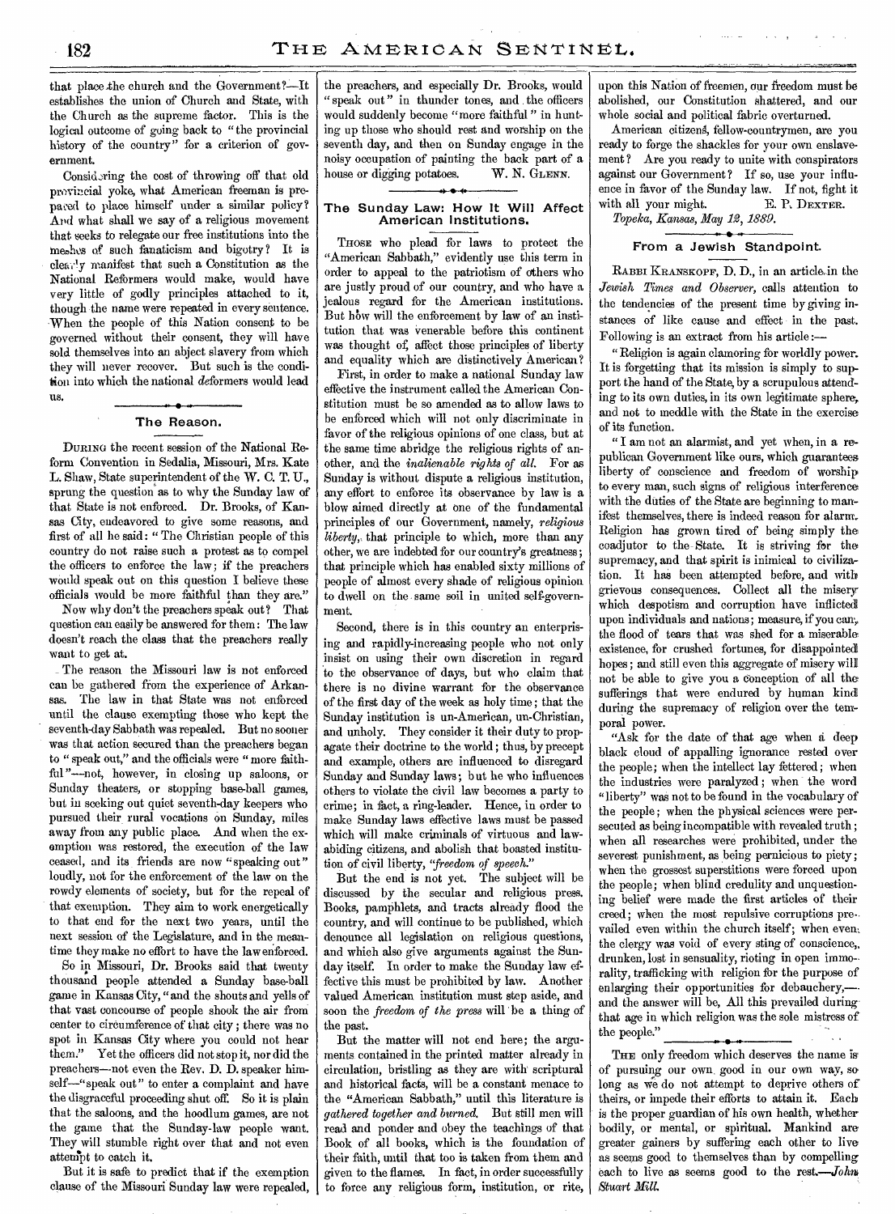that place the church and the Government?—It establishes the union of Church and State, with the Church as the supreme factor. This is the logical outcome of going back to "the provincial history of the country" for a criterion of government.

Considering the cost of throwing off that old provincial yoke, what American freeman is prepared to place himself under a similar policy? And what shall we say of a religious movement that seeks to relegate our free institutions into the meshes of such fanaticism and bigotry? It is clearly manifest that such a Constitution as the National Reformers would make, would have very little of godly principles attached to it, though the name were repeated in every sentence. When the people of this Nation consent to be governed without their consent, they will have sold themselves into an abject slavery from which they will never recover. But such is the condition into which the national *de*formers would lead us.

## The Reason.

DURING the recent session of the National Reform Convention in Sedalia, Missouri, Mrs. Kate L. Shaw, State superintendent of the W. C. T. U., sprung the question as to why the Sunday law of that State is not enforced. Dr. Brooks, of Kansas City, endeavored to give some reasons, and first of all he said: "The Christian people of this country do not raise such a protest as to compel the officers to enforce the law; if the preachers would speak out on this question I believe these officials would be more faithful than they are."

Now why don't the preachers speak out? That question can easily be answered for them: The law doesn't reach the class that the preachers really want to get at.

The reason the Missouri law is not enforced can be gathered from the experience of Arkansas. The law in that State was not enforced until the clause exempting those who kept the seventh-day Sabbath was repealed. But no sooner was that action secured than the preachers began to "speak out," and the officials were "more faithful"—not, however, in closing up saloons, or Sunday theaters, or stopping base-ball games, but in seeking out quiet seventh-day keepers who pursued their rural vocations on Sunday, miles away from any public place. And when the exemption was restored, the execution of the law ceased, and its friends are now "speaking out" loudly, not for the enforcement of the law on the rowdy elements of society, but for the repeal of that exemption. They aim to work energetically to that end for the next two years, until the next session of the Legislature, and in the meantime they make no effort to have the law enforced.

So in Missouri, Dr. Brooks said that twenty thousand people attended a Sunday base-ball game in Kansas City, "and the shouts and yells of that vast concourse of people shook the air from center to circumference of that city; there was no spot in Kansas City where you could not hear them." Yet the officers did not stop it, nor did the preachers—not even the Rev. D. D. speaker himself—"speak out" to enter a complaint and have the disgraceful proceeding shut off. So it is plain that the saloons, and the hoodlum games, are not the game that the Sunday-law people want. They will stumble right over that and not even attempt to catch it.

But it is safe to predict that if the exemption clause of the Missouri Sunday law were repealed, the preachers, and especially Dr. Brooks, would "speak out" in thunder tones, and the officers would suddenly become "more faithful" in hunting up those who should rest and worship on the seventh day, and then on Sunday engage in the noisy occupation of painting the back part of a house or digging potatoes. W. N. GLENN.

## The Sunday Law: How It Will Affect American Institutions.

THOSE who plead for laws to protect the "American Sabbath," evidently use this term in order to appeal to the patriotism of others who are justly proud of our country, and who have a jealous regard for the American institutions. But how will the enforcement by law of an institution that was venerable before this continent was thought of, affect those principles of liberty and equality which are distinctively American?

First, in order to make a national Sunday law effective the instrument called the American Constitution must be so amended as to allow laws to be enforced which will not only discriminate in favor of the religious opinions of one class, but at the same time abridge the religious rights of another, and the *inalienable rights of all*. For as Sunday is without dispute a religious institution, any effort to enforce its observance by law is a blow aimed directly at one of the fundamental principles of our Government, namely, *religious liberty*, that principle to which, more than any other, we are indebted for our country's greatness; that principle which has enabled sixty millions of people of almost every shade of religious opinion to dwell on the same soil in united self-government.

Second, there is in this country an enterprising and rapidly-increasing people who not only insist on using their own discretion in regard to the observance of days, but who claim that there is no divine warrant for the observance of the first day of the week as holy time; that the Sunday institution is un-American, un-Christian, and unholy. They consider it their duty to propagate their doctrine to the world; thus, by precept and example, others are influenced to disregard Sunday and Sunday laws; but he who influences others to violate the civil law becomes a party to crime; in fact, a ring-leader. Hence, in order to make Sunday laws effective laws must be passed which will make criminals of virtuous and law-abiding citizens, and abolish that boasted institution of civil liberty, *"freedom of speech."*

But the end is not yet. The subject will be discussed by the secular and religious press. Books, pamphlets, and tracts already flood the country, and will continue to be published, which denounce all legislation on religious questions, and which also give arguments against the Sunday itself. In order to make the Sunday law effective this must be prohibited by law. Another valued American institution must step aside, and soon the *freedom of the press* will be a thing of the past.

But the matter will not end here; the arguments contained in the printed matter already in circulation, bristling as they are with scriptural and historical facts, will be a constant menace to the "American Sabbath," until this literature is *gathered together and burned*. But still men will read and ponder and obey the teachings of that Book of all books, which is the foundation of their faith, until that too is taken from them and given to the flames. In fact, in order successfully to force any religious form, institution, or rite, upon this Nation of freemen, our freedom must be abolished, our Constitution shattered, and our whole social and political fabric overturned.

American citizens, fellow-countrymen, are you ready to forge the shackles for your own enslavement? Are you ready to unite with conspirators against our Government? If so, use your influence in favor of the Sunday law. If not, fight it with all your might. E. P. DEXTER.

*Topeka, Kansas, May 12, 1889.*

## From a Jewish Standpoint.

RABBI KRANSKOPF, D. D., in an article in the *Jewish Times and Observer*, calls attention to the tendencies of the present time by giving instances of like cause and effect in the past. Following is an extract from his article:—

"Religion is again clamoring for worldly power. It is forgetting that its mission is simply to support the hand of the State, by a scrupulous attending to its own duties, in its own legitimate sphere, and not to meddle with the State in the exercise of its function.

"I am not an alarmist, and yet when, in a republican Government like ours, which guarantees liberty of conscience and freedom of worship to every man, such signs of religious interference with the duties of the State are beginning to manifest themselves, there is indeed reason for alarm. Religion has grown tired of being simply the coadjutor to the State. It is striving for the supremacy, and that spirit is inimical to civilization. It has been attempted before, and with grievous consequences. Collect all the misery which despotism and corruption have inflicted upon individuals and nations; measure, if you can, the flood of tears that was shed for a miserable existence, for crushed fortunes, for disappointed hopes; and still even this aggregate of misery will not be able to give you a conception of all the sufferings that were endured by human kind during the supremacy of religion over the temporal power.

"Ask for the date of that age when a deep black cloud of appalling ignorance rested over the people; when the intellect lay fettered; when the industries were paralyzed; when the word "liberty" was not to be found in the vocabulary of the people; when the physical sciences were persecuted as being incompatible with revealed truth; when all researches were prohibited, under the severest punishment, as being pernicious to piety; when the grossest superstitions were forced upon the people; when blind credulity and unquestioning belief were made the first articles of their creed; when the most repulsive corruptions prevailed even within the church itself; when even the clergy was void of every sting of conscience, drunken, lost in sensuality, rioting in open immorality, trafficking with religion for the purpose of enlarging their opportunities for debauchery,—and the answer will be, All this prevailed during that age in which religion was the sole mistress of the people."

---

THE only freedom which deserves the name is of pursuing our own good in our own way, so long as we do not attempt to deprive others of theirs, or impede their efforts to attain it. Each is the proper guardian of his own health, whether bodily, or mental, or spiritual. Mankind are greater gainers by suffering each other to live as seems good to themselves than by compelling each to live as seems good to the rest.—*John Stuart Mill.*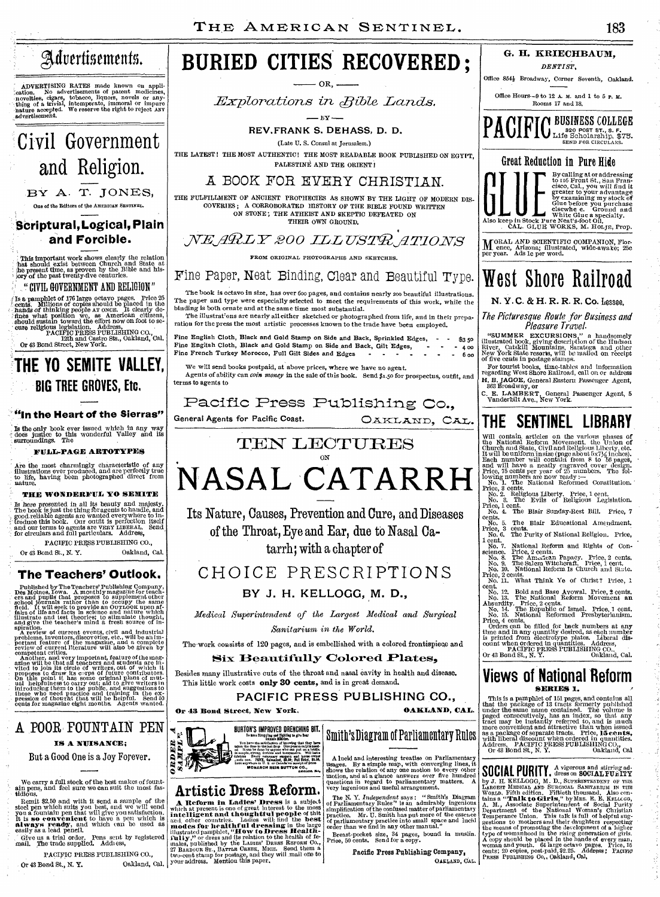# Advertisements.

ADVERTISING RATES made known on application. No advertisements of patent medicines, novelties, cigars, tobacco, liquors, novels or anything of a trivial, intemperate, immoral or impure nature accepted. We reserve the right to reject ANY advertisement.

# Civil Government and Religion.

BY A. T. JONES,

One of the Editors of the AMERICAN SENTINEL.

## Scriptural, Logical, Plain and Forcible.

This important work shows clearly the relation that should exist between Church and State at the present time, as proven by the Bible and history of the past twenty-five centuries.

"CIVIL GOVERNMENT AND RELIGION"

Is a pamphlet of 176 large octavo pages. Price 25 cents. Millions of copies should be placed in the hands of thinking people AT ONCE. It clearly defines what position we, as American citizens, should sustain toward the effort now on foot to secure religious legislation. Address,

PACIFIC PRESS PUBLISHING CO.,
12th and Castro Sts., Oakland, Cal.
Or 43 Bond Street, New York.

# THE YO SEMITE VALLEY, BIG TREE GROVES, Etc.

## "In the Heart of the Sierras"

Is the only book ever issued which in any way does justice to this wonderful Valley and its surroundings. The

### FULL-PAGE ARTOTYPES

Are the most charmingly characteristic of any illustrations ever produced, and are perfectly true to life, having been photographed direct from nature.

### THE WONDERFUL YO SEMITE

Is here presented in all its beauty and majesty. The book is just the thing for agents to handle, and good reliable agents are wanted everywhere to introduce this book. Our outfit is perfection itself and our terms to agents are VERY LIBERAL. Send for circulars and full particulars. Address,

PACIFIC PRESS PUBLISHING CO.,
Or 43 Bond St., N. Y. Oakland, Cal.

## The Teachers' Outlook.

Published by The Teachers' Publishing Company, Des Moines, Iowa. A monthly magazine for teachers and pupils that proposes to supplement other school journals rather than to occupy the same field. It will seek to provide an OUTLOOK upon affairs of life and facts in science and nature which illustrate and test theories; to stimulate thought, and give the teacher's mind a fresh source of inspiration.

A review of current events, civil and industrial problems, inventors, discoveries, etc., will be an important feature of the magazine, and a complete review of current literature will also be given by competent critics.

Another, and very important, feature of the magazine will be that all teachers and students are invited to join its circle of writers, out of which it proposes to draw its corps of future contributors. On this point it has some original plans of mutual helpfulness to carry out; and to give writers in introducing them to the public, and suggestions to those who need practice and training in the expression of thought that will be helpful. Send 50 cents for magazine eight months. Agents wanted.

# A POOR FOUNTAIN PEN

## IS A NUISANCE;

But a Good One is a Joy Forever.

We carry a full stock of the best makes of fountain pens, and feel sure we can suit the most fastidious.

Remit $2.50 and with it send a sample of the steel pen which suits you best, and we will send you a fountain pen that will give you satisfaction. It is **so convenient** to have a pen which is **always ready**, and which can be used as easily as a lead pencil.

Give us a trial order. Pens sent by registered mail. The trade supplied. Address,

PACIFIC PRESS PUBLISHING CO.,
Or 43 Bond St., N. Y. Oakland, Cal.

# BURIED CITIES RECOVERED;

— OR, —

*Explorations in Bible Lands.*

— BY —

REV. FRANK S. DEHASS, D. D.

(Late U. S. Consul at Jerusalem.)

THE LATEST! THE MOST AUTHENTIC! THE MOST READABLE BOOK PUBLISHED ON EGYPT, PALESTINE AND THE ORIENT!

## A BOOK FOR EVERY CHRISTIAN.

THE FULFILLMENT OF ANCIENT PROPHECIES AS SHOWN BY THE LIGHT OF MODERN DISCOVERIES; A CORROBORATED HISTORY OF THE BIBLE FOUND WRITTEN ON STONE; THE ATHEIST AND SKEPTIC DEFEATED ON THEIR OWN GROUND.

*NEARLY 200 ILLUSTRATIONS*

FROM ORIGINAL PHOTOGRAPHS AND SKETCHES.

## Fine Paper, Neat Binding, Clear and Beautiful Type.

The book is octavo in size, has over 600 pages, and contains nearly 200 beautiful illustrations. The paper and type were especially selected to meet the requirements of this work, while the binding is both ornate and at the same time most substantial.

The illustrations are nearly all either sketched or photographed from life, and in their preparation for the press the most artistic processes known to the trade have been employed.

| | |
|---|---|
| Fine English Cloth, Black and Gold Stamp on Side and Back, Sprinkled Edges, | $3 50 |
| Fine English Cloth, Black and Gold Stamp on Side and Back, Gilt Edges, | 4 00 |
| Fine French Turkey Morocco, Full Gilt Sides and Edges | 6 00 |

We will send books postpaid, at above prices, where we have no agent.

Agents of ability can *coin money* in the sale of this book. Send $1.50 for prospectus, outfit, and terms to agents to

Pacific Press Publishing Co.,
General Agents for Pacific Coast. OAKLAND, CAL.

# TEN LECTURES

ON

# NASAL CATARRH

## Its Nature, Causes, Prevention and Cure, and Diseases of the Throat, Eye and Ear, due to Nasal Catarrh; with a chapter of

## CHOICE PRESCRIPTIONS

BY J. H. KELLOGG, M. D.,

*Medical Superintendent of the Largest Medical and Surgical Sanitarium in the World.*

The work consists of 120 pages, and is embellished with a colored frontispiece and

**Six Beautifully Colored Plates,**

Besides many illustrative cuts of the throat and nasal cavity in health and disease. This little work costs **only 30 cents**, and is in great demand.

PACIFIC PRESS PUBLISHING CO.,
Or 43 Bond Street, New York. OAKLAND, CAL.

ORDER A SAMPLE.

BURTON'S IMPROVED DRENCHING BIT.

MONARCH REIN BUTTON CO.

# Artistic Dress Reform.

**A Reform in Ladies' Dress** is a subject which at present is one of great interest to the **most intelligent and thoughtful people** of this and other countries. Ladies will find the **best modes for healthful dressing** in the large illustrated pamphlet, "**How to Dress Healthfully**," or dress and its relation to the health of females, published by the LADIES' DRESS REFORM CO., 27 BARBOUR ST., BATTLE CREEK, MICH. Send them a two-cent stamp for postage, and they will mail one to your address. Mention this paper.

# Smith's Diagram of Parliamentary Rules

A lucid and interesting treatise on Parliamentary usages. By a simple map, with converging lines, it shows the relation of any one motion to every other motion, and at a glance answers over five hundred questions in regard to parliamentary matters. A very ingenious and useful arrangement.

The N. Y. *Independent* says: "Smith's Diagram of Parliamentary Rules" is an admirably ingenious simplification of the confused matter of parliamentary practice. Mr. U. Smith has put more of the essence of parliamentary practice into small space and lucid order than we find in any other manual."

Breast-pocket size, 34 pages, bound in muslin. Price, 50 cents. Send for a copy.

Pacific Press Publishing Company,
OAKLAND, CAL.

## G. H. KRIECHBAUM,

*DENTIST,*

Office 854½ Broadway, Corner Seventh, Oakland.

Office Hours—9 to 12 A. M. and 1 to 5 P. M. Rooms 17 and 18.

# PACIFIC BUSINESS COLLEGE

320 POST ST., S. F.
Life Scholarship, $75.
SEND FOR CIRCULARS.

## Great Reduction in Pure Hide

# GLUE

By calling at or addressing to 116 Front St., San Francisco, Cal., you will find it greater to your advantage by examining my stock of Glue before you purchase elsewhere. Ground and White Glue a specialty.

Also keep in Stock Pure Neat's-foot Oil.
CAL. GLUE WORKS, M. HOLJE, Prop.

MORAL AND SCIENTIFIC COMPANION, Florence, Arizona; illustrated, wide-awake; 25c per year. Ads 1c per word.

# West Shore Railroad

N. Y. C. & H. R. R. R. Co. Lessee.

*The Picturesque Route for Business and Pleasure Travel.*

"SUMMER EXCURSIONS," a handsomely illustrated book, giving description of the Hudson River, Catskill Mountains, Saratoga and other New York State resorts, will be mailed on receipt of five cents in postage stamps.

For tourist books, time-tables and information regarding West Shore Railroad, call on or address

H. B. JAGOE, General Eastern Passenger Agent, 363 Broadway, or

C. E. LAMBERT, General Passenger Agent, 5 Vanderbilt Ave., New York.

# THE SENTINEL LIBRARY

Will contain articles on the various phases of the National Reform Movement, the Union of Church and State, Civil and Religious Liberty, etc. It will be uniform in size (page about 5x7½ inches). Each number will contain from 8 to 56 pages, and will have a neatly engraved cover design. Price, 75 cents per year of 25 numbers. The following numbers are now ready:—

No. 1. The National Reformed Constitution. Price, 3 cents.
No. 2. Religious Liberty. Price, 1 cent.
No. 3. The Evils of Religious Legislation. Price, 1 cent.
No. 4. The Blair Sunday-Rest Bill. Price, 7 cents.
No. 5. The Blair Educational Amendment. Price, 3 cents.
No. 6. The Purity of National Religion. Price, 1 cent.
No. 7. National Reform and Rights of Conscience. Price, 2 cents.
No. 8. The American Papacy. Price, 2 cents.
No. 9. The Salem Witchcraft. Price, 1 cent.
No. 10. National Reform is Church and State. Price, 2 cents.
No. 11. What Think Ye of Christ? Price, 1 cent.
No. 12. Bold and Base Avowal. Price, 2 cents.
No. 13. The National Reform Movement an Absurdity. Price, 2 cents.
No. 14. The Republic of Israel. Price, 1 cent.
No. 15. National Reformed Presbyterianism. Price, 4 cents.

Orders can be filled for back numbers at any time and in any quantity desired, as each number is printed from electrotype plates. Liberal discount when ordered in quantities. Address,

PACIFIC PRESS PUBLISHING CO.,
Or 43 Bond St., N. Y. Oakland, Cal.

# Views of National Reform

## SERIES 1.

This is a pamphlet of 151 pages, and contains all that the package of 13 tracts formerly published under the same name contained. The volume is paged consecutively, has an index, so that any tract may be instantly referred to, and is much more convenient and attractive than when issued as a package of separate tracts. Price, **15 cents,** with liberal discount when ordered in quantities. Address, PACIFIC PRESS PUBLISHING CO., Or 43 Bond St, N. Y. Oakland, Cal

**SOCIAL PURITY.** A vigorous and stirring address on SOCIAL PURITY by J. H. KELLOGG, M. D., SUPERINTENDENT OF THE LARGEST MEDICAL AND SURGICAL SANITARIUM IN THE WORLD. Fiftieth edition. Fiftieth thousand. Also contains a "**Talk to Girls,**" by MRS. E. E. KELLOGG, A. M., Associate Superintendent of Social Purity Department of the National Woman's Christian Temperance Union. This talk is full of helpful suggestions to mothers and their daughters respecting the means of promoting the development of a higher type of womanhood in the rising generation of girls. A copy should be placed in the hands of every man, woman and youth. 64 large octavo pages. Price, 15 cents; 20 copies, post-paid, $2.25. Address; PACIFIC PRESS PUBLISHING CO., Oakland, Cal.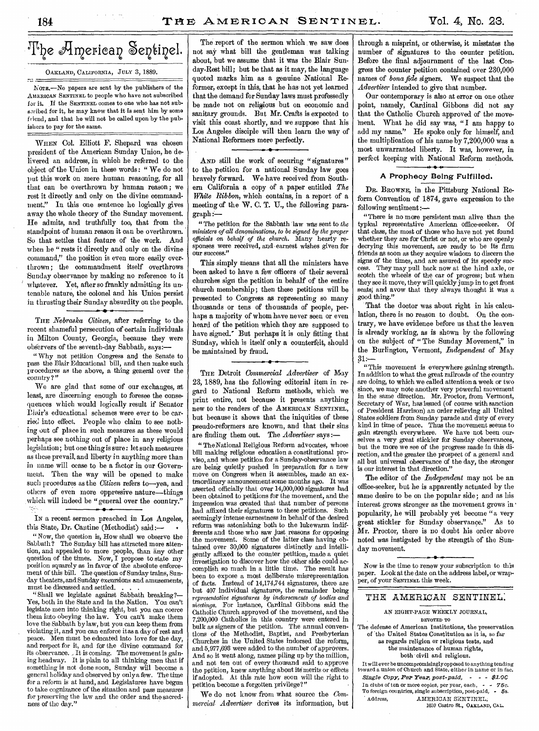# The American Sentinel.

OAKLAND, CALIFORNIA, JULY 3, 1889.

NOTE.—No papers are sent by the publishers of the AMERICAN SENTINEL to people who have not subscribed for it. If the SENTINEL comes to one who has not subscribed for it, he may know that it is sent him by some friend, and that he will not be called upon by the publishers to pay for the same.

WHEN Col. Elliott F. Shepard was chosen president of the American Sunday Union, he delivered an address, in which he referred to the object of the Union in these words: "We do not put this work on mere human reasoning, for all that can be overthrown by human reason; we rest it directly and only on the divine commandment." In this one sentence he logically gives away the whole theory of the Sunday movement. He admits, and truthfully too, that from the standpoint of human reason it can be overthrown. So that settles that feature of the work. And when he "rests it directly and only on the divine command," the position is even more easily overthrown; the commandment itself overthrows Sunday observance by making no reference to it whatever. Yet, after so frankly admitting its untenable nature, the colonel and his Union persist in thrusting their Sunday absurdity on the people.

THE *Nebraska Citizen*, after referring to the recent shameful persecution of certain individuals in Milton County, Georgia, because they were observers of the seventh-day Sabbath, says:—

"Why not petition Congress and the Senate to pass the Blair Educational bill, and then make such procedures as the above, a thing general over the country?"

We are glad that some of our exchanges, at least, are discerning enough to foresee the consequences which would logically result if Senator Blair's educational schemes were ever to be carried into effect. People who claim to see nothing out of place in such measures as these would perhaps see nothing out of place in any religious legislation; but one thing is sure: let such measures as these prevail, and liberty in anything more than in name will cease to be a factor in our Government. Then the way will be opened to make such procedures as the *Citizen* refers to—yea, and others of even more oppressive nature—things which will indeed be "general over the country."

IN a recent sermon preached in Los Angeles, this State, Dr. Cantine (Methodist) said:—

"Now, the question is, How shall we observe the Sabbath? The Sunday bill has attracted more attention, and appealed to more people, than any other question of the times. Now, I propose to state my position squarely as in favor of the absolute enforcement of this bill. The question of Sunday trains, Sunday theaters, and Sunday excursions and amusements, must be discussed and settled. . . .

"Shall we legislate against Sabbath breaking?—Yes, both in the State and in the Nation. You can't legislate men into thinking right, but you can coerce them into obeying the law. You can't make them love the Sabbath by law, but you can keep them from violating it, and you can enforce it as a day of rest and peace. Men must be educated into love for the day, and respect for it, and for the divine command for its observance. It is coming. The movement is gaining headway. It is plain to all thinking men that if something is not done soon, Sunday will become a general holiday and observed by only a few. The time for a reform is at hand, and Legislatures have begun to take cognizance of the situation and pass measures for preserving the law and the order and the sacredness of the day."

The report of the sermon which we saw does not say what bill the gentleman was talking about, but we assume that it was the Blair Sunday-Rest bill; but be that as it may, the language quoted marks him as a genuine National Reformer, except in this, that he has not yet learned that the demand for Sunday laws must professedly be made not on religious but on economic and sanitary grounds. But Mr. Crafts is expected to visit this coast shortly, and we suppose that his Los Angeles disciple will then learn the way of National Reformers more perfectly.

AND still the work of securing "signatures" to the petition for a national Sunday law goes bravely forward. We have received from Southern California a copy of a paper entitled *The White Ribbon*, which contains, in a report of a meeting of the W. C. T. U., the following paragraph:—

"The petition for the Sabbath law was sent to *the ministers of all denominations, to be signed by the proper officials on behalf of the church.* Many hearty responses were received, and earnest wishes given for our success."

This simply means that all the ministers have been asked to have a few officers of their several churches sign the petition in behalf of the entire church membership; then these petitions will be presented to Congress as representing so many thousands or tens of thousands of people, perhaps a majority of whom have never seen or even heard of the petition which they are supposed to have signed. But perhaps it is only fitting that Sunday, which is itself only a counterfeit, should be maintained by fraud.

THE Detroit *Commercial Advertiser* of May 23, 1889, has the following editorial item in regard to National Reform methods, which we print entire, not because it presents anything new to the readers of the AMERICAN SENTINEL, but because it shows that the iniquities of these pseudo-reformers are known, and that their sins are finding them out. The *Advertiser* says:—

"The National Religious Reform advocates, whose bill making religious education a constitutional proviso, and whose petition for a Sunday-observance law are being quietly pushed in preparation for a new move on Congress when it assembles, made an extraordinary announcement some months ago. It was asserted officially that over 14,000,000 signatures had been obtained to petitions for the movement, and the impression was created that that number of persons had affixed their signatures to these petitions. Such seemingly intense earnestness in behalf of the desired reform was astonishing both to the lukewarm indifferents and those who saw just reasons for opposing the movement. Some of the latter class having obtained over 30,000 signatures distinctly and intelligently affixed to the counter petition, made a quiet investigation to discover how the other side could accomplish so much in a little time. The result has been to expose a most deliberate misrepresentation of facts. Instead of 14,174,744 signatures, there are but 407 individual signatures, the remainder being *representative signatures by indorsements of bodies and meetings.* For instance, Cardinal Gibbons said the Catholic Church approved of the movement, and the 7,200,000 Catholics in this country were entered in bulk as signers of the petition. The annual conventions of the Methodist, Baptist, and Presbyterian Churches in the United States indorsed the reform, and 5,977,693 were added to the number of approvers. And so it went along, names piling up by the million, and not ten out of every thousand said to approve the petition, knew anything about its merits or effects if adopted. At this rate how soon will the right to petition become a forgotten privilege?"

We do not know from what source the *Commercial Advertiser* derives its information, but through a misprint, or otherwise, it misstates the number of signatures to the counter petition. Before the final adjournment of the last Congress the counter petition contained over 230,000 names of *bona fide* signers. We suspect that the *Advertiser* intended to give that number.

Our contemporary is also at error on one other point, namely, Cardinal Gibbons did not say that the Catholic Church approved of the movement. What he did say was, "I am happy to add my name." He spoke only for himself, and the multiplication of his name by 7,200,000 was a most unwarranted liberty. It was, however, in perfect keeping with National Reform methods.

### A Prophecy Being Fulfilled.

DR. BROWNE, in the Pittsburg National Reform Convention of 1874, gave expression to the following sentiment:—

"There is no more persistent man alive than the typical representative American office-seeker. Of that class, the most of those who have not yet found whether they are for Christ or not, or who are openly decrying this movement, are ready to be its firm friends as soon as they acquire wisdom to discern the signs of the times, and are assured of its speedy success. They may pull back now at the hind axle, or scotch the wheels of the car of progress; but when they see it move, they will quickly jump in to get front seats, and avow that they always thought it was a good thing."

That the doctor was about right in his calculation, there is no reason to doubt. On the contrary, we have evidence before us that the leaven is already working, as is shown by the following on the subject of "The Sunday Movement," in the Burlington, Vermont, *Independent* of May 31:—

"This movement is everywhere gaining strength. In addition to what the great railroads of the country are doing, to which we called attention a week or two since, we may note another very powerful movement in the same direction. Mr. Proctor, from Vermont, Secretary of War, has issued (of course with sanction of President Harrison) an order relieving all United States soldiers from Sunday parade and duty of every kind in time of peace. Thus the movement seems to gain strength everywhere. We have not been ourselves a very great stickler for Sunday observances, but the more we see of the progress made in this direction, and the greater the prospect of a general and all but universal observance of the day, the stronger is our interest in that direction."

The editor of the *Independent* may not be an office-seeker, but he is apparently actuated by the same desire to be on the popular side; and as his interest grows stronger as the movement grows in popularity, he will probably yet become "a very great stickler for Sunday observance." As to Mr. Proctor, there is no doubt his order above noted was instigated by the strength of the Sunday movement.

NOW is the time to renew your subscription to this paper. Look at the date on the address label, or wrapper, of your SENTINEL this week.

## THE AMERICAN SENTINEL.

AN EIGHT-PAGE WEEKLY JOURNAL,

DEVOTED TO

The defense of American Institutions, the preservation of the United States Constitution as it is, so far as regards religion or religious tests, and the maintenance of human rights, both civil and religious.

It will ever be uncompromisingly opposed to anything tending toward a union of Church and State, either in name or in fact.

*Single Copy, Per Year, post-paid,* - - - *$1.00*

In clubs of ten or more copies, per year, each, - - 75c.

To foreign countries, single subscription, post-paid, - 5s.

Address, AMERICAN SENTINEL,
1059 Castro St., OAKLAND, CAL.